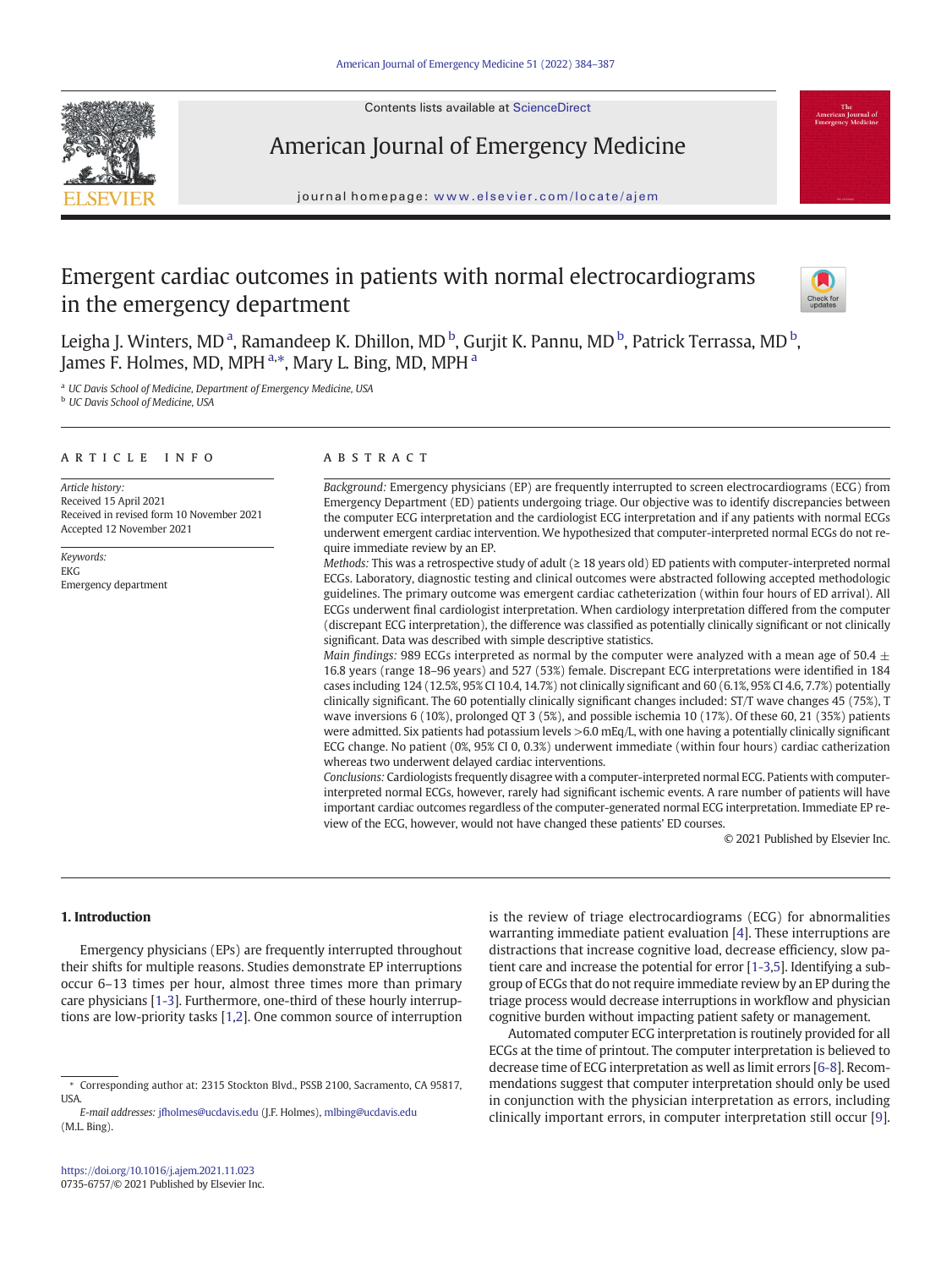# Emergent cardiac outcomes in patients with normal electrocardiograms in the emergency department

Leigha J. Winters, MD [a], Ramandeep K. Dhillon, MD [b], Gurjit K. Pannu, MD [b], Patrick Terrassa, MD [b], James F. Holmes, MD, MPH [a,*], Mary L. Bing, MD, MPH [a]

[a] UC Davis School of Medicine, Department of Emergency Medicine, USA
[b] UC Davis School of Medicine, USA

## ARTICLE INFO

*Article history:*
Received 15 April 2021
Received in revised form 10 November 2021
Accepted 12 November 2021

*Keywords:*
EKG
Emergency department

## ABSTRACT

*Background:* Emergency physicians (EP) are frequently interrupted to screen electrocardiograms (ECG) from Emergency Department (ED) patients undergoing triage. Our objective was to identify discrepancies between the computer ECG interpretation and the cardiologist ECG interpretation and if any patients with normal ECGs underwent emergent cardiac intervention. We hypothesized that computer-interpreted normal ECGs do not require immediate review by an EP.

*Methods:* This was a retrospective study of adult (≥ 18 years old) ED patients with computer-interpreted normal ECGs. Laboratory, diagnostic testing and clinical outcomes were abstracted following accepted methodologic guidelines. The primary outcome was emergent cardiac catheterization (within four hours of ED arrival). All ECGs underwent final cardiologist interpretation. When cardiology interpretation differed from the computer (discrepant ECG interpretation), the difference was classified as potentially clinically significant or not clinically significant. Data was described with simple descriptive statistics.

*Main findings:* 989 ECGs interpreted as normal by the computer were analyzed with a mean age of 50.4 ± 16.8 years (range 18–96 years) and 527 (53%) female. Discrepant ECG interpretations were identified in 184 cases including 124 (12.5%, 95% CI 10.4, 14.7%) not clinically significant and 60 (6.1%, 95% CI 4.6, 7.7%) potentially clinically significant. The 60 potentially clinically significant changes included: ST/T wave changes 45 (75%), T wave inversions 6 (10%), prolonged QT 3 (5%), and possible ischemia 10 (17%). Of these 60, 21 (35%) patients were admitted. Six patients had potassium levels >6.0 mEq/L, with one having a potentially clinically significant ECG change. No patient (0%, 95% CI 0, 0.3%) underwent immediate (within four hours) cardiac catherization whereas two underwent delayed cardiac interventions.

*Conclusions:* Cardiologists frequently disagree with a computer-interpreted normal ECG. Patients with computer-interpreted normal ECGs, however, rarely had significant ischemic events. A rare number of patients will have important cardiac outcomes regardless of the computer-generated normal ECG interpretation. Immediate EP review of the ECG, however, would not have changed these patients' ED courses.

© 2021 Published by Elsevier Inc.

## 1. Introduction

Emergency physicians (EPs) are frequently interrupted throughout their shifts for multiple reasons. Studies demonstrate EP interruptions occur 6–13 times per hour, almost three times more than primary care physicians [1-3]. Furthermore, one-third of these hourly interruptions are low-priority tasks [1,2]. One common source of interruption is the review of triage electrocardiograms (ECG) for abnormalities warranting immediate patient evaluation [4]. These interruptions are distractions that increase cognitive load, decrease efficiency, slow patient care and increase the potential for error [1-3,5]. Identifying a subgroup of ECGs that do not require immediate review by an EP during the triage process would decrease interruptions in workflow and physician cognitive burden without impacting patient safety or management.

Automated computer ECG interpretation is routinely provided for all ECGs at the time of printout. The computer interpretation is believed to decrease time of ECG interpretation as well as limit errors [6-8]. Recommendations suggest that computer interpretation should only be used in conjunction with the physician interpretation as errors, including clinically important errors, in computer interpretation still occur [9].

* Corresponding author at: 2315 Stockton Blvd., PSSB 2100, Sacramento, CA 95817, USA.
*E-mail addresses:* jfholmes@ucdavis.edu (J.F. Holmes), mlbing@ucdavis.edu (M.L. Bing).

https://doi.org/10.1016/j.ajem.2021.11.023
0735-6757/© 2021 Published by Elsevier Inc.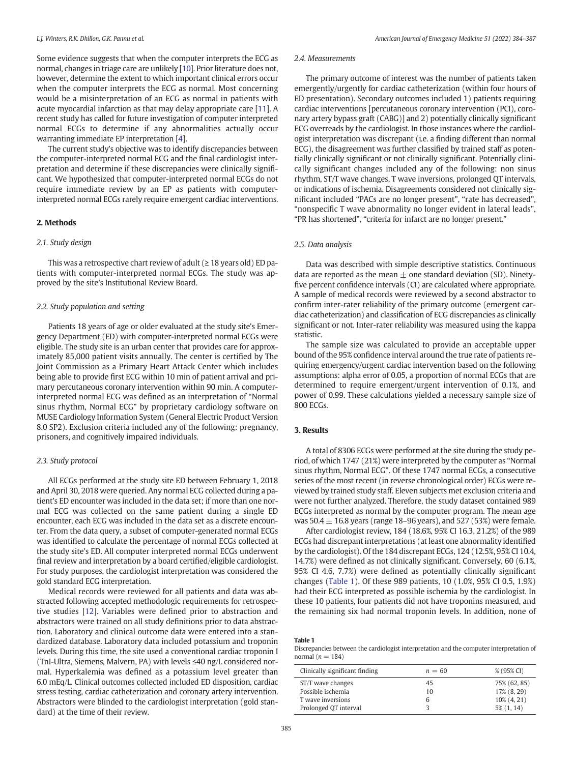Some evidence suggests that when the computer interprets the ECG as normal, changes in triage care are unlikely [10]. Prior literature does not, however, determine the extent to which important clinical errors occur when the computer interprets the ECG as normal. Most concerning would be a misinterpretation of an ECG as normal in patients with acute myocardial infarction as that may delay appropriate care [11]. A recent study has called for future investigation of computer interpreted normal ECGs to determine if any abnormalities actually occur warranting immediate EP interpretation [4].

The current study's objective was to identify discrepancies between the computer-interpreted normal ECG and the final cardiologist interpretation and determine if these discrepancies were clinically significant. We hypothesized that computer-interpreted normal ECGs do not require immediate review by an EP as patients with computer-interpreted normal ECGs rarely require emergent cardiac interventions.

## 2. Methods

### 2.1. Study design

This was a retrospective chart review of adult (≥ 18 years old) ED patients with computer-interpreted normal ECGs. The study was approved by the site's Institutional Review Board.

### 2.2. Study population and setting

Patients 18 years of age or older evaluated at the study site's Emergency Department (ED) with computer-interpreted normal ECGs were eligible. The study site is an urban center that provides care for approximately 85,000 patient visits annually. The center is certified by The Joint Commission as a Primary Heart Attack Center which includes being able to provide first ECG within 10 min of patient arrival and primary percutaneous coronary intervention within 90 min. A computer-interpreted normal ECG was defined as an interpretation of "Normal sinus rhythm, Normal ECG" by proprietary cardiology software on MUSE Cardiology Information System (General Electric Product Version 8.0 SP2). Exclusion criteria included any of the following: pregnancy, prisoners, and cognitively impaired individuals.

### 2.3. Study protocol

All ECGs performed at the study site ED between February 1, 2018 and April 30, 2018 were queried. Any normal ECG collected during a patient's ED encounter was included in the data set; if more than one normal ECG was collected on the same patient during a single ED encounter, each ECG was included in the data set as a discrete encounter. From the data query, a subset of computer-generated normal ECGs was identified to calculate the percentage of normal ECGs collected at the study site's ED. All computer interpreted normal ECGs underwent final review and interpretation by a board certified/eligible cardiologist. For study purposes, the cardiologist interpretation was considered the gold standard ECG interpretation.

Medical records were reviewed for all patients and data was abstracted following accepted methodologic requirements for retrospective studies [12]. Variables were defined prior to abstraction and abstractors were trained on all study definitions prior to data abstraction. Laboratory and clinical outcome data were entered into a standardized database. Laboratory data included potassium and troponin levels. During this time, the site used a conventional cardiac troponin I (TnI-Ultra, Siemens, Malvern, PA) with levels ≤40 ng/L considered normal. Hyperkalemia was defined as a potassium level greater than 6.0 mEq/L. Clinical outcomes collected included ED disposition, cardiac stress testing, cardiac catheterization and coronary artery intervention. Abstractors were blinded to the cardiologist interpretation (gold standard) at the time of their review.

### 2.4. Measurements

The primary outcome of interest was the number of patients taken emergently/urgently for cardiac catheterization (within four hours of ED presentation). Secondary outcomes included 1) patients requiring cardiac interventions [percutaneous coronary intervention (PCI), coronary artery bypass graft (CABG)] and 2) potentially clinically significant ECG overreads by the cardiologist. In those instances where the cardiologist interpretation was discrepant (i.e. a finding different than normal ECG), the disagreement was further classified by trained staff as potentially clinically significant or not clinically significant. Potentially clinically significant changes included any of the following: non sinus rhythm, ST/T wave changes, T wave inversions, prolonged QT intervals, or indications of ischemia. Disagreements considered not clinically significant included "PACs are no longer present", "rate has decreased", "nonspecific T wave abnormality no longer evident in lateral leads", "PR has shortened", "criteria for infarct are no longer present."

### 2.5. Data analysis

Data was described with simple descriptive statistics. Continuous data are reported as the mean $\pm$ one standard deviation (SD). Ninety-five percent confidence intervals (CI) are calculated where appropriate. A sample of medical records were reviewed by a second abstractor to confirm inter-rater reliability of the primary outcome (emergent cardiac catheterization) and classification of ECG discrepancies as clinically significant or not. Inter-rater reliability was measured using the kappa statistic.

The sample size was calculated to provide an acceptable upper bound of the 95% confidence interval around the true rate of patients requiring emergency/urgent cardiac intervention based on the following assumptions: alpha error of 0.05, a proportion of normal ECGs that are determined to require emergent/urgent intervention of 0.1%, and power of 0.99. These calculations yielded a necessary sample size of 800 ECGs.

## 3. Results

A total of 8306 ECGs were performed at the site during the study period, of which 1747 (21%) were interpreted by the computer as "Normal sinus rhythm, Normal ECG". Of these 1747 normal ECGs, a consecutive series of the most recent (in reverse chronological order) ECGs were reviewed by trained study staff. Eleven subjects met exclusion criteria and were not further analyzed. Therefore, the study dataset contained 989 ECGs interpreted as normal by the computer program. The mean age was $50.4 \pm 16.8$ years (range 18–96 years), and 527 (53%) were female.

After cardiologist review, 184 (18.6%, 95% CI 16.3, 21.2%) of the 989 ECGs had discrepant interpretations (at least one abnormality identified by the cardiologist). Of the 184 discrepant ECGs, 124 (12.5%, 95% CI 10.4, 14.7%) were defined as not clinically significant. Conversely, 60 (6.1%, 95% CI 4.6, 7.7%) were defined as potentially clinically significant changes (Table 1). Of these 989 patients, 10 (1.0%, 95% CI 0.5, 1.9%) had their ECG interpreted as possible ischemia by the cardiologist. In these 10 patients, four patients did not have troponins measured, and the remaining six had normal troponin levels. In addition, none of

**Table 1**
Discrepancies between the cardiologist interpretation and the computer interpretation of normal ($n = 184$)

| Clinically significant finding | $n = 60$ | % (95% CI) |
|---|---|---|
| ST/T wave changes | 45 | 75% (62, 85) |
| Possible ischemia | 10 | 17% (8, 29) |
| T wave inversions | 6 | 10% (4, 21) |
| Prolonged QT interval | 3 | 5% (1, 14) |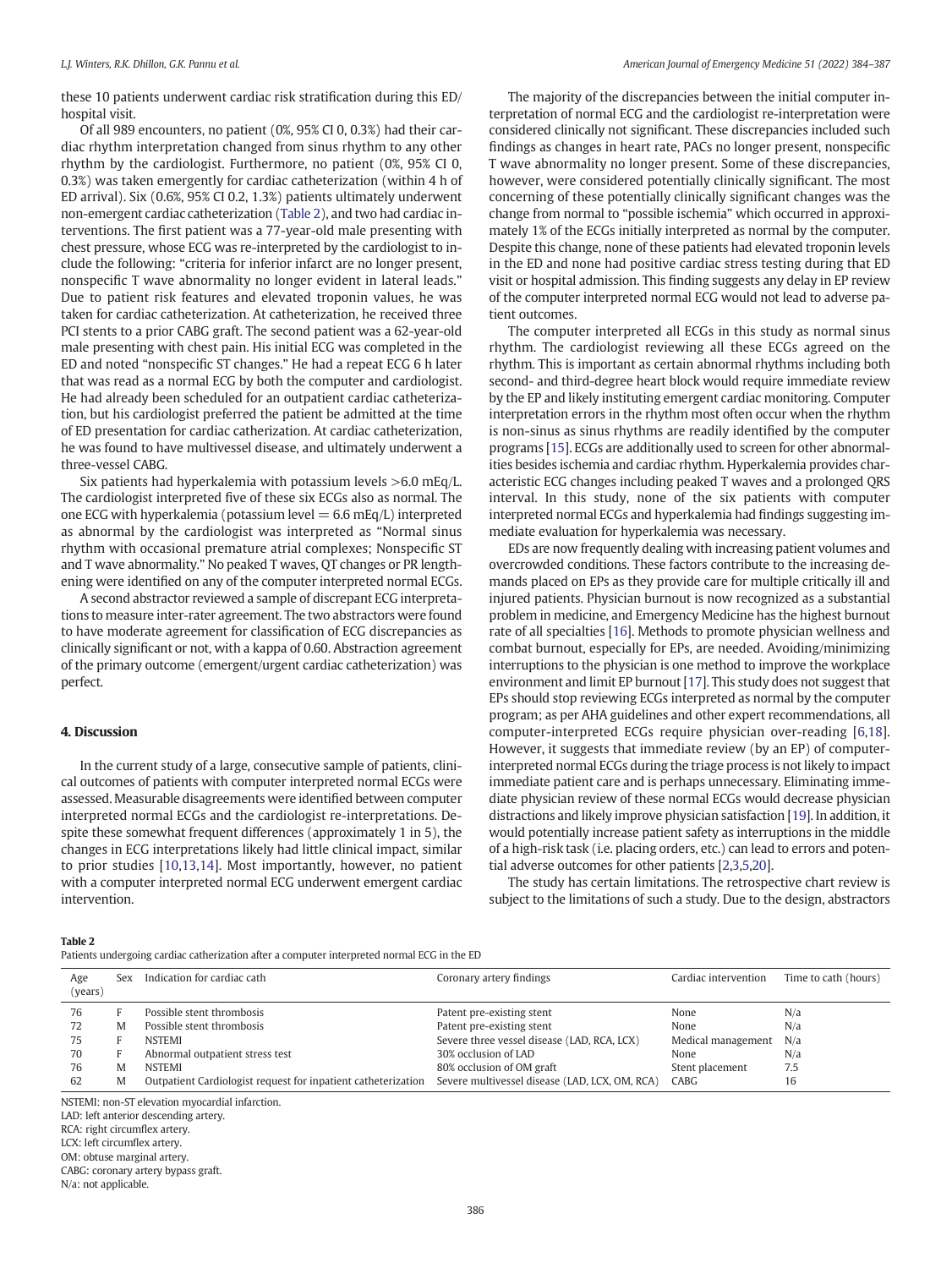these 10 patients underwent cardiac risk stratification during this ED/ hospital visit.

Of all 989 encounters, no patient (0%, 95% CI 0, 0.3%) had their cardiac rhythm interpretation changed from sinus rhythm to any other rhythm by the cardiologist. Furthermore, no patient (0%, 95% CI 0, 0.3%) was taken emergently for cardiac catheterization (within 4 h of ED arrival). Six (0.6%, 95% CI 0.2, 1.3%) patients ultimately underwent non-emergent cardiac catheterization (Table 2), and two had cardiac interventions. The first patient was a 77-year-old male presenting with chest pressure, whose ECG was re-interpreted by the cardiologist to include the following: "criteria for inferior infarct are no longer present, nonspecific T wave abnormality no longer evident in lateral leads." Due to patient risk features and elevated troponin values, he was taken for cardiac catheterization. At catheterization, he received three PCI stents to a prior CABG graft. The second patient was a 62-year-old male presenting with chest pain. His initial ECG was completed in the ED and noted "nonspecific ST changes." He had a repeat ECG 6 h later that was read as a normal ECG by both the computer and cardiologist. He had already been scheduled for an outpatient cardiac catheterization, but his cardiologist preferred the patient be admitted at the time of ED presentation for cardiac catherization. At cardiac catheterization, he was found to have multivessel disease, and ultimately underwent a three-vessel CABG.

Six patients had hyperkalemia with potassium levels >6.0 mEq/L. The cardiologist interpreted five of these six ECGs also as normal. The one ECG with hyperkalemia (potassium level = 6.6 mEq/L) interpreted as abnormal by the cardiologist was interpreted as "Normal sinus rhythm with occasional premature atrial complexes; Nonspecific ST and T wave abnormality." No peaked T waves, QT changes or PR lengthening were identified on any of the computer interpreted normal ECGs.

A second abstractor reviewed a sample of discrepant ECG interpretations to measure inter-rater agreement. The two abstractors were found to have moderate agreement for classification of ECG discrepancies as clinically significant or not, with a kappa of 0.60. Abstraction agreement of the primary outcome (emergent/urgent cardiac catheterization) was perfect.

## 4. Discussion

In the current study of a large, consecutive sample of patients, clinical outcomes of patients with computer interpreted normal ECGs were assessed. Measurable disagreements were identified between computer interpreted normal ECGs and the cardiologist re-interpretations. Despite these somewhat frequent differences (approximately 1 in 5), the changes in ECG interpretations likely had little clinical impact, similar to prior studies [10,13,14]. Most importantly, however, no patient with a computer interpreted normal ECG underwent emergent cardiac intervention.

The majority of the discrepancies between the initial computer interpretation of normal ECG and the cardiologist re-interpretation were considered clinically not significant. These discrepancies included such findings as changes in heart rate, PACs no longer present, nonspecific T wave abnormality no longer present. Some of these discrepancies, however, were considered potentially clinically significant. The most concerning of these potentially clinically significant changes was the change from normal to "possible ischemia" which occurred in approximately 1% of the ECGs initially interpreted as normal by the computer. Despite this change, none of these patients had elevated troponin levels in the ED and none had positive cardiac stress testing during that ED visit or hospital admission. This finding suggests any delay in EP review of the computer interpreted normal ECG would not lead to adverse patient outcomes.

The computer interpreted all ECGs in this study as normal sinus rhythm. The cardiologist reviewing all these ECGs agreed on the rhythm. This is important as certain abnormal rhythms including both second- and third-degree heart block would require immediate review by the EP and likely instituting emergent cardiac monitoring. Computer interpretation errors in the rhythm most often occur when the rhythm is non-sinus as sinus rhythms are readily identified by the computer programs [15]. ECGs are additionally used to screen for other abnormalities besides ischemia and cardiac rhythm. Hyperkalemia provides characteristic ECG changes including peaked T waves and a prolonged QRS interval. In this study, none of the six patients with computer interpreted normal ECGs and hyperkalemia had findings suggesting immediate evaluation for hyperkalemia was necessary.

EDs are now frequently dealing with increasing patient volumes and overcrowded conditions. These factors contribute to the increasing demands placed on EPs as they provide care for multiple critically ill and injured patients. Physician burnout is now recognized as a substantial problem in medicine, and Emergency Medicine has the highest burnout rate of all specialties [16]. Methods to promote physician wellness and combat burnout, especially for EPs, are needed. Avoiding/minimizing interruptions to the physician is one method to improve the workplace environment and limit EP burnout [17]. This study does not suggest that EPs should stop reviewing ECGs interpreted as normal by the computer program; as per AHA guidelines and other expert recommendations, all computer-interpreted ECGs require physician over-reading [6,18]. However, it suggests that immediate review (by an EP) of computer-interpreted normal ECGs during the triage process is not likely to impact immediate patient care and is perhaps unnecessary. Eliminating immediate physician review of these normal ECGs would decrease physician distractions and likely improve physician satisfaction [19]. In addition, it would potentially increase patient safety as interruptions in the middle of a high-risk task (i.e. placing orders, etc.) can lead to errors and potential adverse outcomes for other patients [2,3,5,20].

The study has certain limitations. The retrospective chart review is subject to the limitations of such a study. Due to the design, abstractors

**Table 2**
Patients undergoing cardiac catherization after a computer interpreted normal ECG in the ED

| Age (years) | Sex | Indication for cardiac cath | Coronary artery findings | Cardiac intervention | Time to cath (hours) |
|---|---|---|---|---|---|
| 76 | F | Possible stent thrombosis | Patent pre-existing stent | None | N/a |
| 72 | M | Possible stent thrombosis | Patent pre-existing stent | None | N/a |
| 75 | F | NSTEMI | Severe three vessel disease (LAD, RCA, LCX) | Medical management | N/a |
| 70 | F | Abnormal outpatient stress test | 30% occlusion of LAD | None | N/a |
| 76 | M | NSTEMI | 80% occlusion of OM graft | Stent placement | 7.5 |
| 62 | M | Outpatient Cardiologist request for inpatient catheterization | Severe multivessel disease (LAD, LCX, OM, RCA) | CABG | 16 |

NSTEMI: non-ST elevation myocardial infarction.
LAD: left anterior descending artery.
RCA: right circumflex artery.
LCX: left circumflex artery.
OM: obtuse marginal artery.
CABG: coronary artery bypass graft.
N/a: not applicable.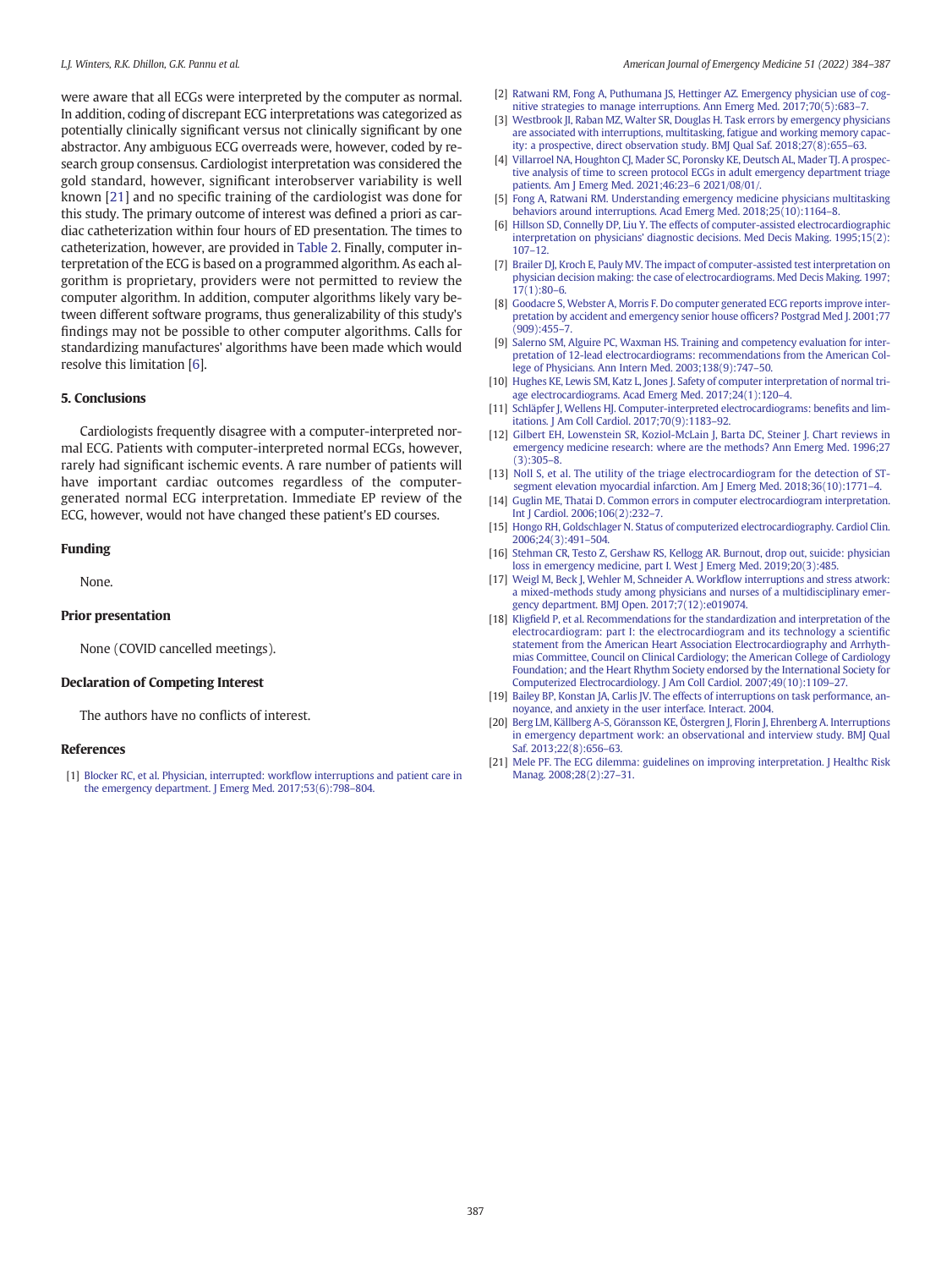were aware that all ECGs were interpreted by the computer as normal. In addition, coding of discrepant ECG interpretations was categorized as potentially clinically significant versus not clinically significant by one abstractor. Any ambiguous ECG overreads were, however, coded by research group consensus. Cardiologist interpretation was considered the gold standard, however, significant interobserver variability is well known [21] and no specific training of the cardiologist was done for this study. The primary outcome of interest was defined a priori as cardiac catheterization within four hours of ED presentation. The times to catheterization, however, are provided in Table 2. Finally, computer interpretation of the ECG is based on a programmed algorithm. As each algorithm is proprietary, providers were not permitted to review the computer algorithm. In addition, computer algorithms likely vary between different software programs, thus generalizability of this study's findings may not be possible to other computer algorithms. Calls for standardizing manufactures' algorithms have been made which would resolve this limitation [6].

## 5. Conclusions

Cardiologists frequently disagree with a computer-interpreted normal ECG. Patients with computer-interpreted normal ECGs, however, rarely had significant ischemic events. A rare number of patients will have important cardiac outcomes regardless of the computer-generated normal ECG interpretation. Immediate EP review of the ECG, however, would not have changed these patient's ED courses.

## Funding

None.

## Prior presentation

None (COVID cancelled meetings).

## Declaration of Competing Interest

The authors have no conflicts of interest.

## References

[1] Blocker RC, et al. Physician, interrupted: workflow interruptions and patient care in the emergency department. J Emerg Med. 2017;53(6):798–804.

[2] Ratwani RM, Fong A, Puthumana JS, Hettinger AZ. Emergency physician use of cognitive strategies to manage interruptions. Ann Emerg Med. 2017;70(5):683–7.

[3] Westbrook JI, Raban MZ, Walter SR, Douglas H. Task errors by emergency physicians are associated with interruptions, multitasking, fatigue and working memory capacity: a prospective, direct observation study. BMJ Qual Saf. 2018;27(8):655–63.

[4] Villarroel NA, Houghton CJ, Mader SC, Poronsky KE, Deutsch AL, Mader TJ. A prospective analysis of time to screen protocol ECGs in adult emergency department triage patients. Am J Emerg Med. 2021;46:23–6 2021/08/01/.

[5] Fong A, Ratwani RM. Understanding emergency medicine physicians multitasking behaviors around interruptions. Acad Emerg Med. 2018;25(10):1164–8.

[6] Hillson SD, Connelly DP, Liu Y. The effects of computer-assisted electrocardiographic interpretation on physicians' diagnostic decisions. Med Decis Making. 1995;15(2): 107–12.

[7] Brailer DJ, Kroch E, Pauly MV. The impact of computer-assisted test interpretation on physician decision making: the case of electrocardiograms. Med Decis Making. 1997; 17(1):80–6.

[8] Goodacre S, Webster A, Morris F. Do computer generated ECG reports improve interpretation by accident and emergency senior house officers? Postgrad Med J. 2001;77 (909):455–7.

[9] Salerno SM, Alguire PC, Waxman HS. Training and competency evaluation for interpretation of 12-lead electrocardiograms: recommendations from the American College of Physicians. Ann Intern Med. 2003;138(9):747–50.

[10] Hughes KE, Lewis SM, Katz L, Jones J. Safety of computer interpretation of normal triage electrocardiograms. Acad Emerg Med. 2017;24(1):120–4.

[11] Schläpfer J, Wellens HJ. Computer-interpreted electrocardiograms: benefits and limitations. J Am Coll Cardiol. 2017;70(9):1183–92.

[12] Gilbert EH, Lowenstein SR, Koziol-McLain J, Barta DC, Steiner J. Chart reviews in emergency medicine research: where are the methods? Ann Emerg Med. 1996;27 (3):305–8.

[13] Noll S, et al. The utility of the triage electrocardiogram for the detection of ST-segment elevation myocardial infarction. Am J Emerg Med. 2018;36(10):1771–4.

[14] Guglin ME, Thatai D. Common errors in computer electrocardiogram interpretation. Int J Cardiol. 2006;106(2):232–7.

[15] Hongo RH, Goldschlager N. Status of computerized electrocardiography. Cardiol Clin. 2006;24(3):491–504.

[16] Stehman CR, Testo Z, Gershaw RS, Kellogg AR. Burnout, drop out, suicide: physician loss in emergency medicine, part I. West J Emerg Med. 2019;20(3):485.

[17] Weigl M, Beck J, Wehler M, Schneider A. Workflow interruptions and stress atwork: a mixed-methods study among physicians and nurses of a multidisciplinary emergency department. BMJ Open. 2017;7(12):e019074.

[18] Kligfield P, et al. Recommendations for the standardization and interpretation of the electrocardiogram: part I: the electrocardiogram and its technology a scientific statement from the American Heart Association Electrocardiography and Arrhythmias Committee, Council on Clinical Cardiology; the American College of Cardiology Foundation; and the Heart Rhythm Society endorsed by the International Society for Computerized Electrocardiology. J Am Coll Cardiol. 2007;49(10):1109–27.

[19] Bailey BP, Konstan JA, Carlis JV. The effects of interruptions on task performance, annoyance, and anxiety in the user interface. Interact. 2004.

[20] Berg LM, Källberg A-S, Göransson KE, Östergren J, Florin J, Ehrenberg A. Interruptions in emergency department work: an observational and interview study. BMJ Qual Saf. 2013;22(8):656–63.

[21] Mele PF. The ECG dilemma: guidelines on improving interpretation. J Healthc Risk Manag. 2008;28(2):27–31.